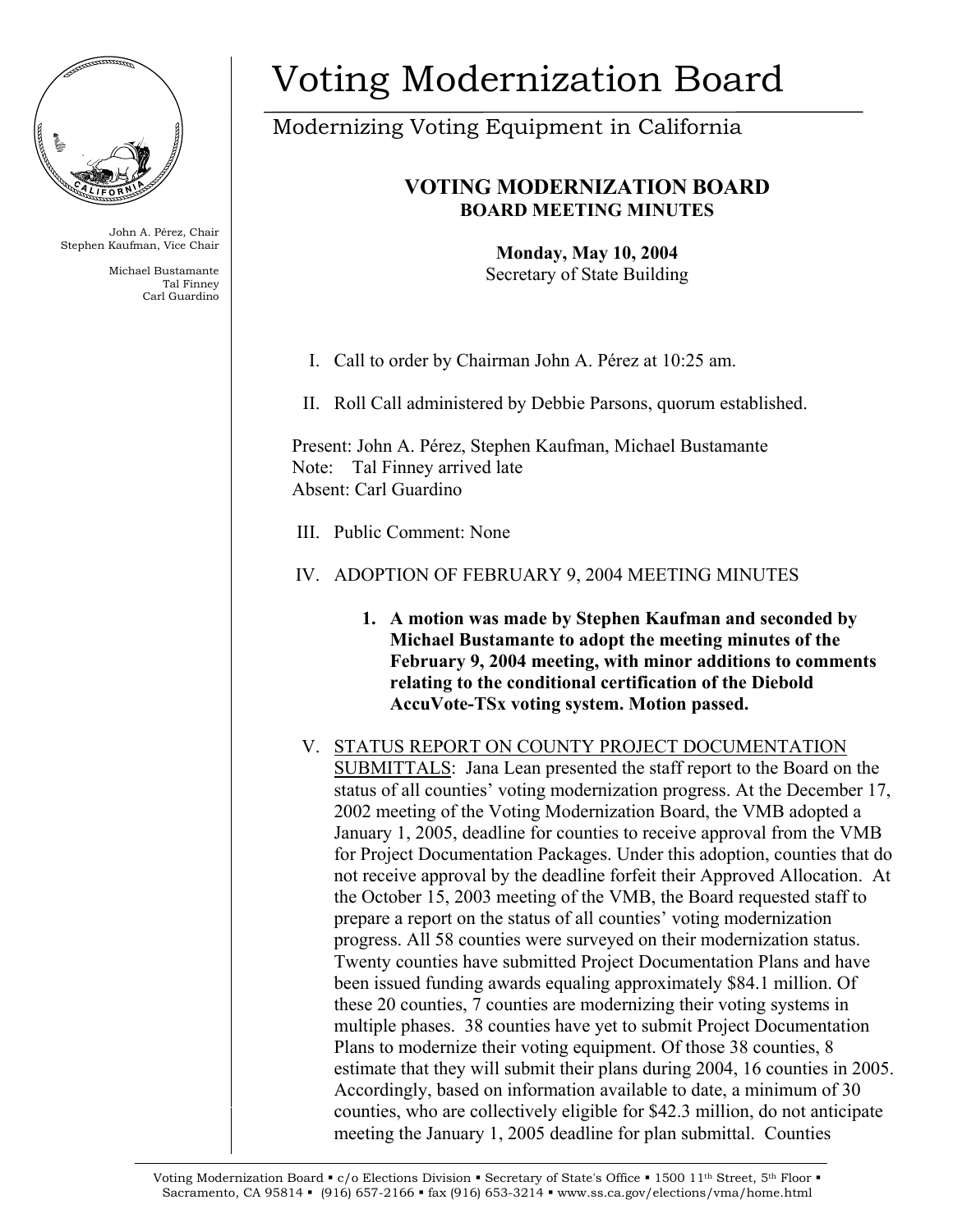# Voting Modernization Board

Modernizing Voting Equipment in California

John A. Pérez, Chair
Stephen Kaufman, Vice Chair

Michael Bustamante
Tal Finney
Carl Guardino

## VOTING MODERNIZATION BOARD
### BOARD MEETING MINUTES

**Monday, May 10, 2004**
Secretary of State Building

I. Call to order by Chairman John A. Pérez at 10:25 am.

II. Roll Call administered by Debbie Parsons, quorum established.

Present: John A. Pérez, Stephen Kaufman, Michael Bustamante
Note: Tal Finney arrived late
Absent: Carl Guardino

III. Public Comment: None

IV. ADOPTION OF FEBRUARY 9, 2004 MEETING MINUTES

1. **A motion was made by Stephen Kaufman and seconded by Michael Bustamante to adopt the meeting minutes of the February 9, 2004 meeting, with minor additions to comments relating to the conditional certification of the Diebold AccuVote-TSx voting system. Motion passed.**

V. STATUS REPORT ON COUNTY PROJECT DOCUMENTATION SUBMITTALS: Jana Lean presented the staff report to the Board on the status of all counties' voting modernization progress. At the December 17, 2002 meeting of the Voting Modernization Board, the VMB adopted a January 1, 2005, deadline for counties to receive approval from the VMB for Project Documentation Packages. Under this adoption, counties that do not receive approval by the deadline forfeit their Approved Allocation. At the October 15, 2003 meeting of the VMB, the Board requested staff to prepare a report on the status of all counties' voting modernization progress. All 58 counties were surveyed on their modernization status. Twenty counties have submitted Project Documentation Plans and have been issued funding awards equaling approximately $84.1 million. Of these 20 counties, 7 counties are modernizing their voting systems in multiple phases. 38 counties have yet to submit Project Documentation Plans to modernize their voting equipment. Of those 38 counties, 8 estimate that they will submit their plans during 2004, 16 counties in 2005. Accordingly, based on information available to date, a minimum of 30 counties, who are collectively eligible for $42.3 million, do not anticipate meeting the January 1, 2005 deadline for plan submittal. Counties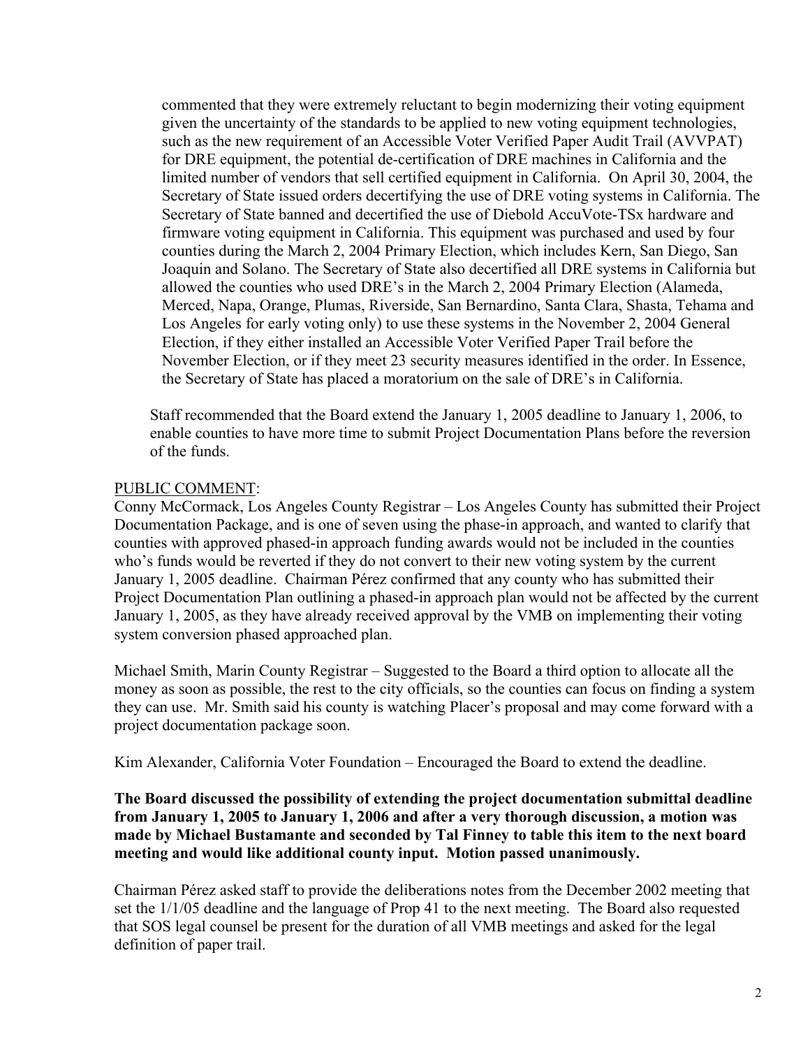commented that they were extremely reluctant to begin modernizing their voting equipment given the uncertainty of the standards to be applied to new voting equipment technologies, such as the new requirement of an Accessible Voter Verified Paper Audit Trail (AVVPAT) for DRE equipment, the potential de-certification of DRE machines in California and the limited number of vendors that sell certified equipment in California. On April 30, 2004, the Secretary of State issued orders decertifying the use of DRE voting systems in California. The Secretary of State banned and decertified the use of Diebold AccuVote-TSx hardware and firmware voting equipment in California. This equipment was purchased and used by four counties during the March 2, 2004 Primary Election, which includes Kern, San Diego, San Joaquin and Solano. The Secretary of State also decertified all DRE systems in California but allowed the counties who used DRE's in the March 2, 2004 Primary Election (Alameda, Merced, Napa, Orange, Plumas, Riverside, San Bernardino, Santa Clara, Shasta, Tehama and Los Angeles for early voting only) to use these systems in the November 2, 2004 General Election, if they either installed an Accessible Voter Verified Paper Trail before the November Election, or if they meet 23 security measures identified in the order. In Essence, the Secretary of State has placed a moratorium on the sale of DRE's in California.

Staff recommended that the Board extend the January 1, 2005 deadline to January 1, 2006, to enable counties to have more time to submit Project Documentation Plans before the reversion of the funds.

PUBLIC COMMENT:

Conny McCormack, Los Angeles County Registrar – Los Angeles County has submitted their Project Documentation Package, and is one of seven using the phase-in approach, and wanted to clarify that counties with approved phased-in approach funding awards would not be included in the counties who's funds would be reverted if they do not convert to their new voting system by the current January 1, 2005 deadline. Chairman Pérez confirmed that any county who has submitted their Project Documentation Plan outlining a phased-in approach plan would not be affected by the current January 1, 2005, as they have already received approval by the VMB on implementing their voting system conversion phased approached plan.

Michael Smith, Marin County Registrar – Suggested to the Board a third option to allocate all the money as soon as possible, the rest to the city officials, so the counties can focus on finding a system they can use. Mr. Smith said his county is watching Placer's proposal and may come forward with a project documentation package soon.

Kim Alexander, California Voter Foundation – Encouraged the Board to extend the deadline.

**The Board discussed the possibility of extending the project documentation submittal deadline from January 1, 2005 to January 1, 2006 and after a very thorough discussion, a motion was made by Michael Bustamante and seconded by Tal Finney to table this item to the next board meeting and would like additional county input. Motion passed unanimously.**

Chairman Pérez asked staff to provide the deliberations notes from the December 2002 meeting that set the 1/1/05 deadline and the language of Prop 41 to the next meeting. The Board also requested that SOS legal counsel be present for the duration of all VMB meetings and asked for the legal definition of paper trail.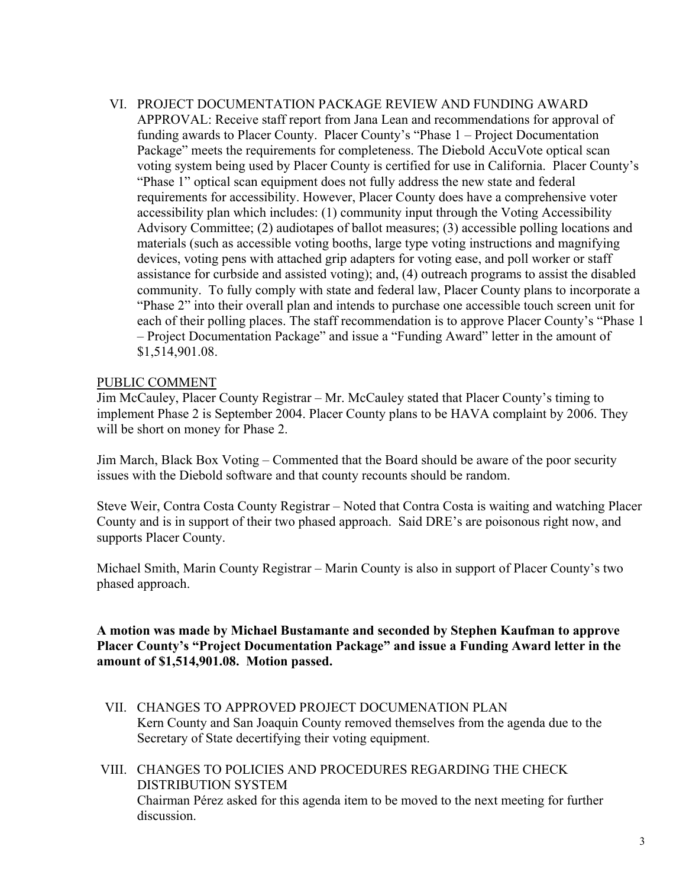VI. PROJECT DOCUMENTATION PACKAGE REVIEW AND FUNDING AWARD APPROVAL: Receive staff report from Jana Lean and recommendations for approval of funding awards to Placer County. Placer County's "Phase 1 – Project Documentation Package" meets the requirements for completeness. The Diebold AccuVote optical scan voting system being used by Placer County is certified for use in California. Placer County's "Phase 1" optical scan equipment does not fully address the new state and federal requirements for accessibility. However, Placer County does have a comprehensive voter accessibility plan which includes: (1) community input through the Voting Accessibility Advisory Committee; (2) audiotapes of ballot measures; (3) accessible polling locations and materials (such as accessible voting booths, large type voting instructions and magnifying devices, voting pens with attached grip adapters for voting ease, and poll worker or staff assistance for curbside and assisted voting); and, (4) outreach programs to assist the disabled community. To fully comply with state and federal law, Placer County plans to incorporate a "Phase 2" into their overall plan and intends to purchase one accessible touch screen unit for each of their polling places. The staff recommendation is to approve Placer County's "Phase 1 – Project Documentation Package" and issue a "Funding Award" letter in the amount of $1,514,901.08.

<u>PUBLIC COMMENT</u>

Jim McCauley, Placer County Registrar – Mr. McCauley stated that Placer County's timing to implement Phase 2 is September 2004. Placer County plans to be HAVA complaint by 2006. They will be short on money for Phase 2.

Jim March, Black Box Voting – Commented that the Board should be aware of the poor security issues with the Diebold software and that county recounts should be random.

Steve Weir, Contra Costa County Registrar – Noted that Contra Costa is waiting and watching Placer County and is in support of their two phased approach. Said DRE's are poisonous right now, and supports Placer County.

Michael Smith, Marin County Registrar – Marin County is also in support of Placer County's two phased approach.

**A motion was made by Michael Bustamante and seconded by Stephen Kaufman to approve Placer County's "Project Documentation Package" and issue a Funding Award letter in the amount of $1,514,901.08. Motion passed.**

VII. CHANGES TO APPROVED PROJECT DOCUMENATION PLAN
Kern County and San Joaquin County removed themselves from the agenda due to the Secretary of State decertifying their voting equipment.

VIII. CHANGES TO POLICIES AND PROCEDURES REGARDING THE CHECK DISTRIBUTION SYSTEM
Chairman Pérez asked for this agenda item to be moved to the next meeting for further discussion.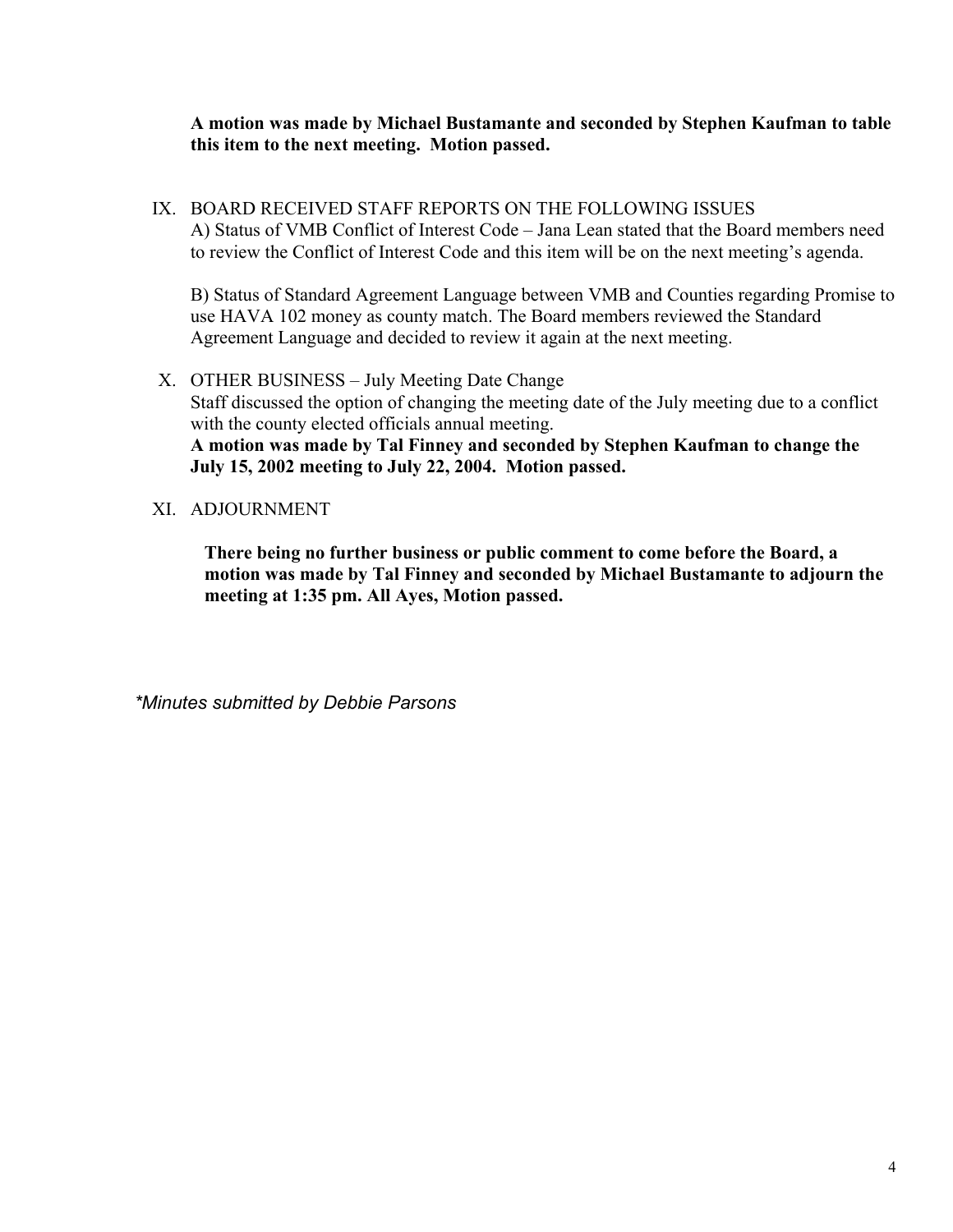**A motion was made by Michael Bustamante and seconded by Stephen Kaufman to table this item to the next meeting. Motion passed.**

IX. BOARD RECEIVED STAFF REPORTS ON THE FOLLOWING ISSUES

A) Status of VMB Conflict of Interest Code – Jana Lean stated that the Board members need to review the Conflict of Interest Code and this item will be on the next meeting's agenda.

B) Status of Standard Agreement Language between VMB and Counties regarding Promise to use HAVA 102 money as county match. The Board members reviewed the Standard Agreement Language and decided to review it again at the next meeting.

X. OTHER BUSINESS – July Meeting Date Change

Staff discussed the option of changing the meeting date of the July meeting due to a conflict with the county elected officials annual meeting.

**A motion was made by Tal Finney and seconded by Stephen Kaufman to change the July 15, 2002 meeting to July 22, 2004. Motion passed.**

XI. ADJOURNMENT

**There being no further business or public comment to come before the Board, a motion was made by Tal Finney and seconded by Michael Bustamante to adjourn the meeting at 1:35 pm. All Ayes, Motion passed.**

*\*Minutes submitted by Debbie Parsons*